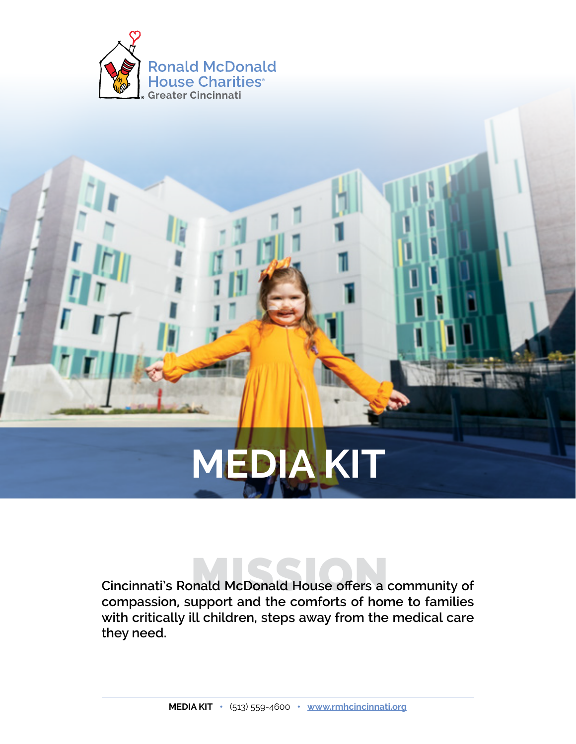Ronald McDonald House Charities®
Greater Cincinnati

# MEDIA KIT

## MISSION

**Cincinnati's Ronald McDonald House offers a community of compassion, support and the comforts of home to families with critically ill children, steps away from the medical care they need.**

**MEDIA KIT** • (513) 559-4600 • www.rmhcincinnati.org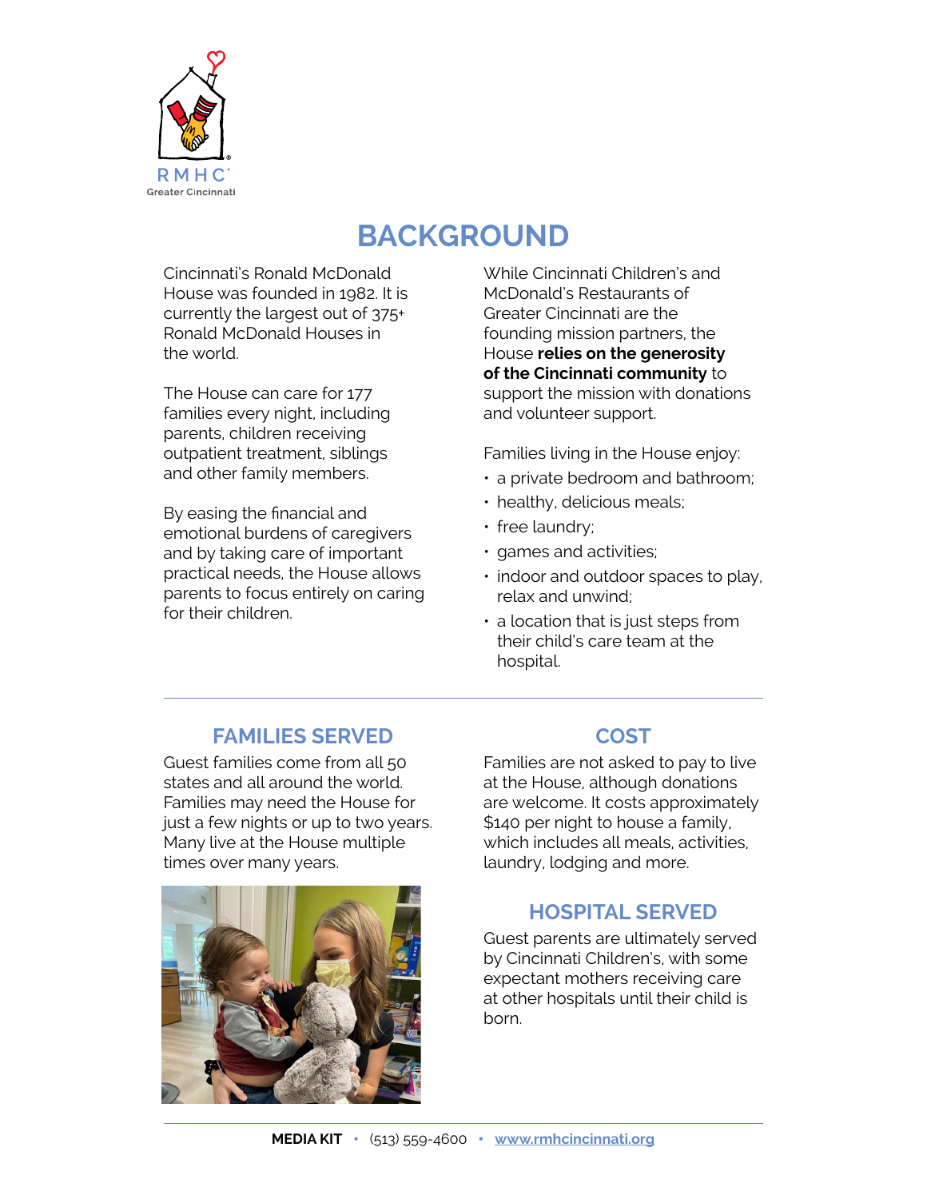# BACKGROUND

Cincinnati's Ronald McDonald House was founded in 1982. It is currently the largest out of 375+ Ronald McDonald Houses in the world.

The House can care for 177 families every night, including parents, children receiving outpatient treatment, siblings and other family members.

By easing the financial and emotional burdens of caregivers and by taking care of important practical needs, the House allows parents to focus entirely on caring for their children.

While Cincinnati Children's and McDonald's Restaurants of Greater Cincinnati are the founding mission partners, the House **relies on the generosity of the Cincinnati community** to support the mission with donations and volunteer support.

Families living in the House enjoy:

- a private bedroom and bathroom;
- healthy, delicious meals;
- free laundry;
- games and activities;
- indoor and outdoor spaces to play, relax and unwind;
- a location that is just steps from their child's care team at the hospital.

## FAMILIES SERVED

Guest families come from all 50 states and all around the world. Families may need the House for just a few nights or up to two years. Many live at the House multiple times over many years.

## COST

Families are not asked to pay to live at the House, although donations are welcome. It costs approximately $140 per night to house a family, which includes all meals, activities, laundry, lodging and more.

## HOSPITAL SERVED

Guest parents are ultimately served by Cincinnati Children's, with some expectant mothers receiving care at other hospitals until their child is born.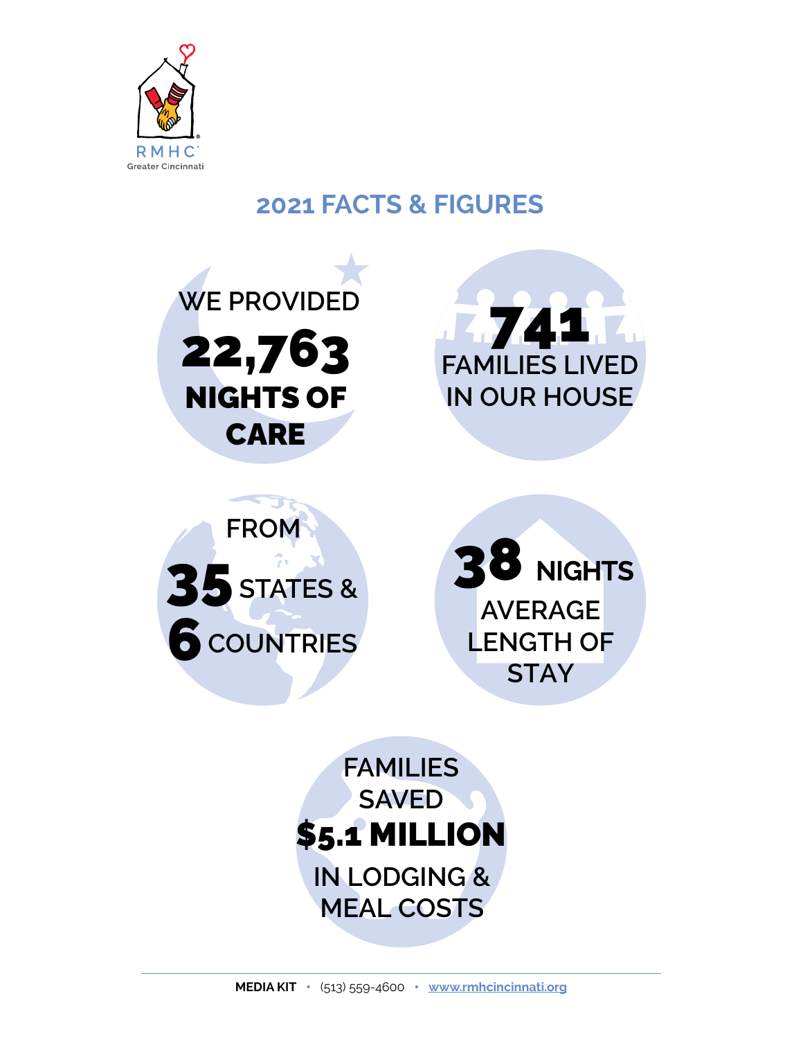RMHC
Greater Cincinnati

## 2021 FACTS & FIGURES

WE PROVIDED **22,763** **NIGHTS OF CARE**

**741** FAMILIES LIVED IN OUR HOUSE

FROM **35** STATES & **6** COUNTRIES

**38** **NIGHTS** AVERAGE LENGTH OF STAY

FAMILIES SAVED **$5.1 MILLION** IN LODGING & MEAL COSTS

**MEDIA KIT** • (513) 559-4600 • www.rmhcincinnati.org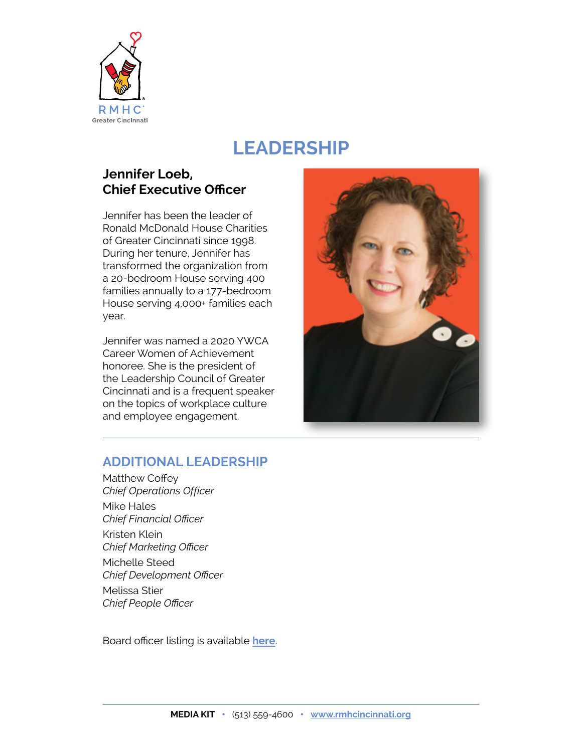RMHC
Greater Cincinnati

# LEADERSHIP

**Jennifer Loeb,**
**Chief Executive Officer**

Jennifer has been the leader of Ronald McDonald House Charities of Greater Cincinnati since 1998. During her tenure, Jennifer has transformed the organization from a 20-bedroom House serving 400 families annually to a 177-bedroom House serving 4,000+ families each year.

Jennifer was named a 2020 YWCA Career Women of Achievement honoree. She is the president of the Leadership Council of Greater Cincinnati and is a frequent speaker on the topics of workplace culture and employee engagement.

---

## ADDITIONAL LEADERSHIP

Matthew Coffey
*Chief Operations Officer*

Mike Hales
*Chief Financial Officer*

Kristen Klein
*Chief Marketing Officer*

Michelle Steed
*Chief Development Officer*

Melissa Stier
*Chief People Officer*

Board officer listing is available **here**.

**MEDIA KIT** • (513) 559-4600 • www.rmhcincinnati.org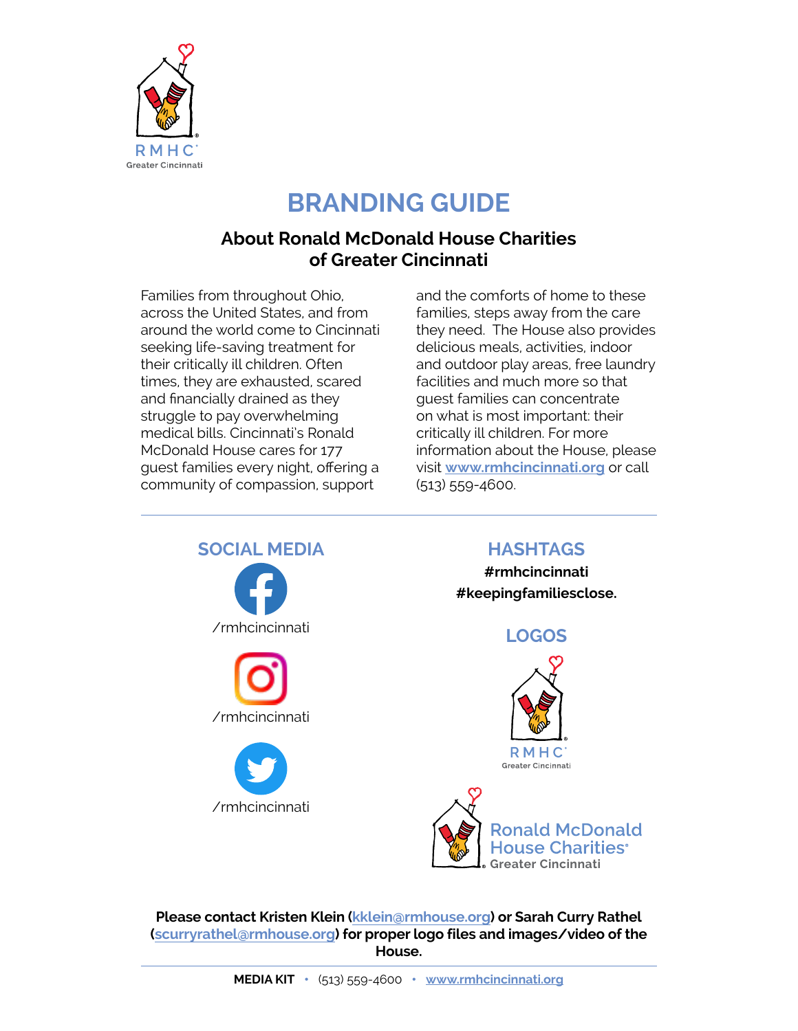# BRANDING GUIDE

## About Ronald McDonald House Charities of Greater Cincinnati

Families from throughout Ohio, across the United States, and from around the world come to Cincinnati seeking life-saving treatment for their critically ill children. Often times, they are exhausted, scared and financially drained as they struggle to pay overwhelming medical bills. Cincinnati's Ronald McDonald House cares for 177 guest families every night, offering a community of compassion, support and the comforts of home to these families, steps away from the care they need. The House also provides delicious meals, activities, indoor and outdoor play areas, free laundry facilities and much more so that guest families can concentrate on what is most important: their critically ill children. For more information about the House, please visit [www.rmhcincinnati.org](http://www.rmhcincinnati.org) or call (513) 559-4600.

---

## SOCIAL MEDIA

/rmhcincinnati

/rmhcincinnati

/rmhcincinnati

## HASHTAGS

**#rmhcincinnati**

**#keepingfamiliesclose.**

## LOGOS

RMHC Greater Cincinnati

Ronald McDonald House Charities Greater Cincinnati

**Please contact Kristen Klein ([kklein@rmhouse.org](mailto:kklein@rmhouse.org)) or Sarah Curry Rathel ([scurryrathel@rmhouse.org](mailto:scurryrathel@rmhouse.org)) for proper logo files and images/video of the House.**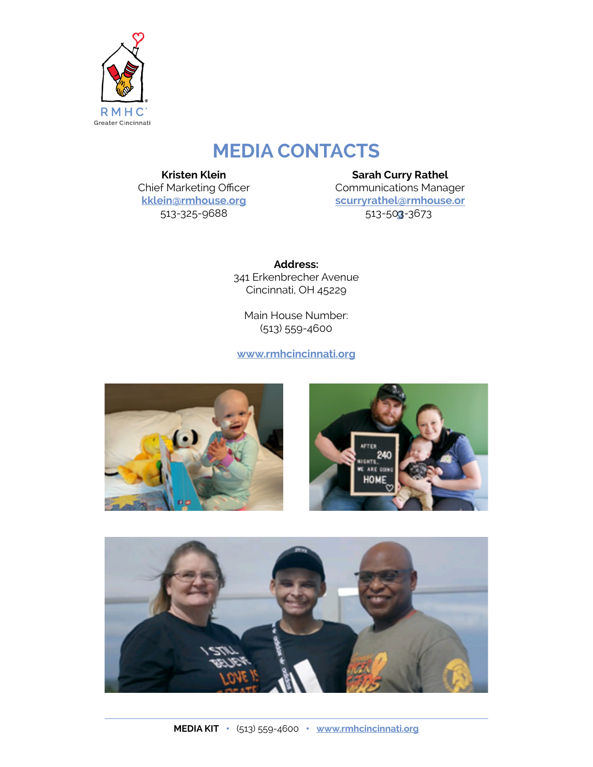RMHC
Greater Cincinnati

# MEDIA CONTACTS

**Kristen Klein**
Chief Marketing Officer
kklein@rmhouse.org
513-325-9688

**Sarah Curry Rathel**
Communications Manager
scurryrathel@rmhouse.or
513-503-3673

**Address:**
341 Erkenbrecher Avenue
Cincinnati, OH 45229

Main House Number:
(513) 559-4600

www.rmhcincinnati.org